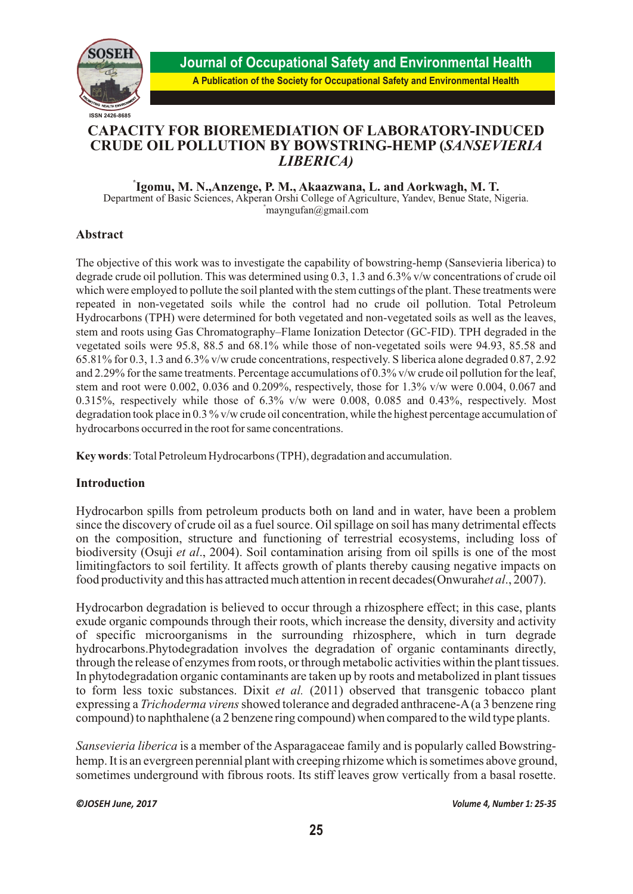# CAPACITY FOR BIOREMEDIATION OF LABORATORY-INDUCED CRUDE OIL POLLUTION BY BOWSTRING-HEMP (*SANSEVIERIA LIBERICA)*

**[*]Igomu, M. N.,Anzenge, P. M., Akaazwana, L. and Aorkwagh, M. T.**
Department of Basic Sciences, Akperan Orshi College of Agriculture, Yandev, Benue State, Nigeria.
[*]mayngufan@gmail.com

## Abstract

The objective of this work was to investigate the capability of bowstring-hemp (Sansevieria liberica) to degrade crude oil pollution. This was determined using 0.3, 1.3 and 6.3% v/w concentrations of crude oil which were employed to pollute the soil planted with the stem cuttings of the plant. These treatments were repeated in non-vegetated soils while the control had no crude oil pollution. Total Petroleum Hydrocarbons (TPH) were determined for both vegetated and non-vegetated soils as well as the leaves, stem and roots using Gas Chromatography–Flame Ionization Detector (GC-FID). TPH degraded in the vegetated soils were 95.8, 88.5 and 68.1% while those of non-vegetated soils were 94.93, 85.58 and 65.81% for 0.3, 1.3 and 6.3% v/w crude concentrations, respectively. S liberica alone degraded 0.87, 2.92 and 2.29% for the same treatments. Percentage accumulations of 0.3% v/w crude oil pollution for the leaf, stem and root were 0.002, 0.036 and 0.209%, respectively, those for 1.3% v/w were 0.004, 0.067 and 0.315%, respectively while those of 6.3% v/w were 0.008, 0.085 and 0.43%, respectively. Most degradation took place in 0.3 % v/w crude oil concentration, while the highest percentage accumulation of hydrocarbons occurred in the root for same concentrations.

**Key words**: Total Petroleum Hydrocarbons (TPH), degradation and accumulation.

## Introduction

Hydrocarbon spills from petroleum products both on land and in water, have been a problem since the discovery of crude oil as a fuel source. Oil spillage on soil has many detrimental effects on the composition, structure and functioning of terrestrial ecosystems, including loss of biodiversity (Osuji *et al*., 2004). Soil contamination arising from oil spills is one of the most limitingfactors to soil fertility. It affects growth of plants thereby causing negative impacts on food productivity and this has attracted much attention in recent decades(Onwurah*et al*., 2007).

Hydrocarbon degradation is believed to occur through a rhizosphere effect; in this case, plants exude organic compounds through their roots, which increase the density, diversity and activity of specific microorganisms in the surrounding rhizosphere, which in turn degrade hydrocarbons.Phytodegradation involves the degradation of organic contaminants directly, through the release of enzymes from roots, or through metabolic activities within the plant tissues. In phytodegradation organic contaminants are taken up by roots and metabolized in plant tissues to form less toxic substances. Dixit *et al.* (2011) observed that transgenic tobacco plant expressing a *Trichoderma virens* showed tolerance and degraded anthracene-A (a 3 benzene ring compound) to naphthalene (a 2 benzene ring compound) when compared to the wild type plants.

*Sansevieria liberica* is a member of the Asparagaceae family and is popularly called Bowstring-hemp. It is an evergreen perennial plant with creeping rhizome which is sometimes above ground, sometimes underground with fibrous roots. Its stiff leaves grow vertically from a basal rosette.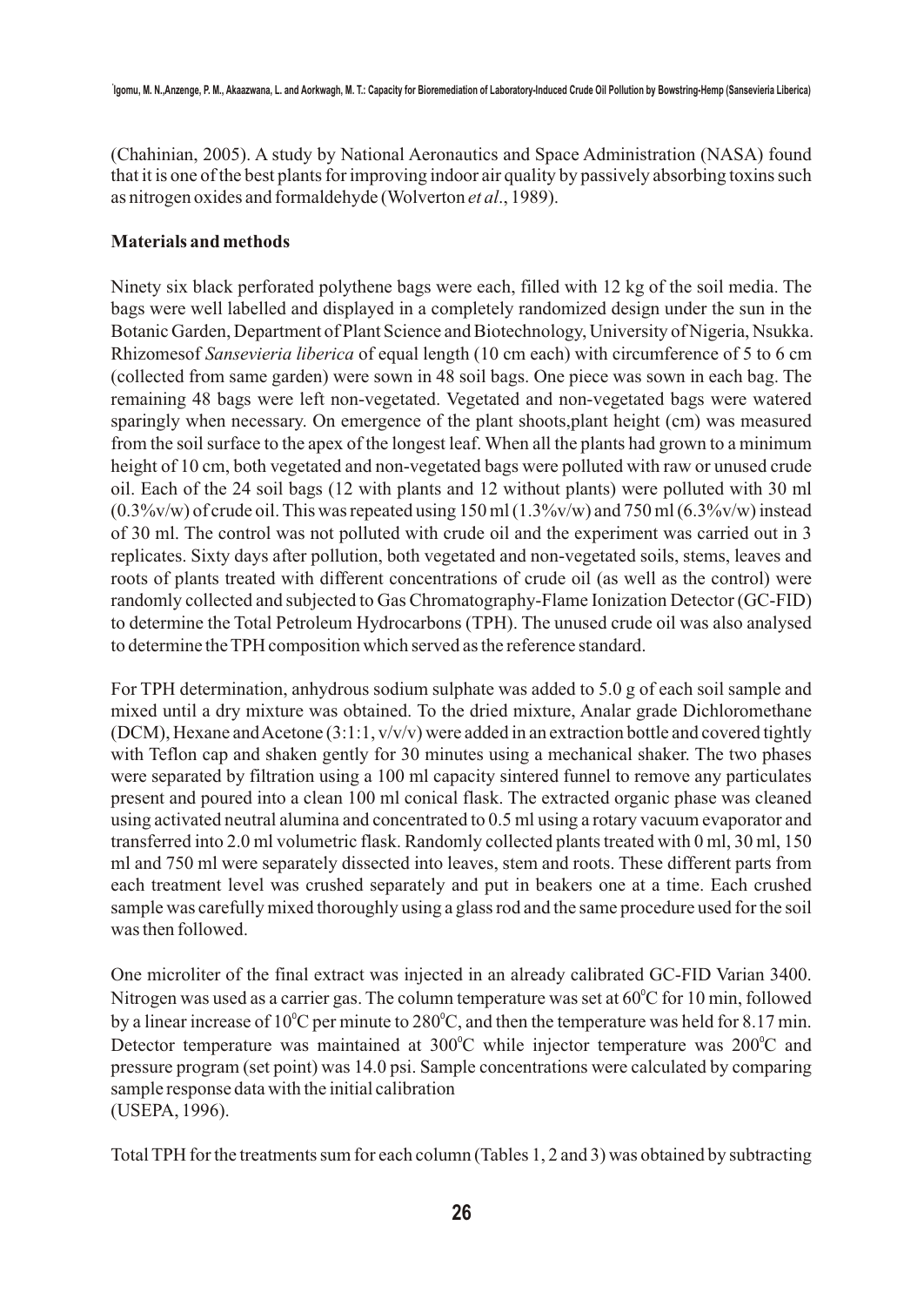(Chahinian, 2005). A study by National Aeronautics and Space Administration (NASA) found that it is one of the best plants for improving indoor air quality by passively absorbing toxins such as nitrogen oxides and formaldehyde (Wolverton *et al*., 1989).

**Materials and methods**

Ninety six black perforated polythene bags were each, filled with 12 kg of the soil media. The bags were well labelled and displayed in a completely randomized design under the sun in the Botanic Garden, Department of Plant Science and Biotechnology, University of Nigeria, Nsukka. Rhizomesof *Sansevieria liberica* of equal length (10 cm each) with circumference of 5 to 6 cm (collected from same garden) were sown in 48 soil bags. One piece was sown in each bag. The remaining 48 bags were left non-vegetated. Vegetated and non-vegetated bags were watered sparingly when necessary. On emergence of the plant shoots,plant height (cm) was measured from the soil surface to the apex of the longest leaf. When all the plants had grown to a minimum height of 10 cm, both vegetated and non-vegetated bags were polluted with raw or unused crude oil. Each of the 24 soil bags (12 with plants and 12 without plants) were polluted with 30 ml (0.3%v/w) of crude oil. This was repeated using 150 ml (1.3%v/w) and 750 ml (6.3%v/w) instead of 30 ml. The control was not polluted with crude oil and the experiment was carried out in 3 replicates. Sixty days after pollution, both vegetated and non-vegetated soils, stems, leaves and roots of plants treated with different concentrations of crude oil (as well as the control) were randomly collected and subjected to Gas Chromatography-Flame Ionization Detector (GC-FID) to determine the Total Petroleum Hydrocarbons (TPH). The unused crude oil was also analysed to determine the TPH composition which served as the reference standard.

For TPH determination, anhydrous sodium sulphate was added to 5.0 g of each soil sample and mixed until a dry mixture was obtained. To the dried mixture, Analar grade Dichloromethane (DCM), Hexane and Acetone (3:1:1, v/v/v) were added in an extraction bottle and covered tightly with Teflon cap and shaken gently for 30 minutes using a mechanical shaker. The two phases were separated by filtration using a 100 ml capacity sintered funnel to remove any particulates present and poured into a clean 100 ml conical flask. The extracted organic phase was cleaned using activated neutral alumina and concentrated to 0.5 ml using a rotary vacuum evaporator and transferred into 2.0 ml volumetric flask. Randomly collected plants treated with 0 ml, 30 ml, 150 ml and 750 ml were separately dissected into leaves, stem and roots. These different parts from each treatment level was crushed separately and put in beakers one at a time. Each crushed sample was carefully mixed thoroughly using a glass rod and the same procedure used for the soil was then followed.

One microliter of the final extract was injected in an already calibrated GC-FID Varian 3400. Nitrogen was used as a carrier gas. The column temperature was set at $60^oC$ for 10 min, followed by a linear increase of $10^oC$ per minute to $280^oC$, and then the temperature was held for 8.17 min. Detector temperature was maintained at $300^oC$ while injector temperature was $200^oC$ and pressure program (set point) was 14.0 psi. Sample concentrations were calculated by comparing sample response data with the initial calibration (USEPA, 1996).

Total TPH for the treatments sum for each column (Tables 1, 2 and 3) was obtained by subtracting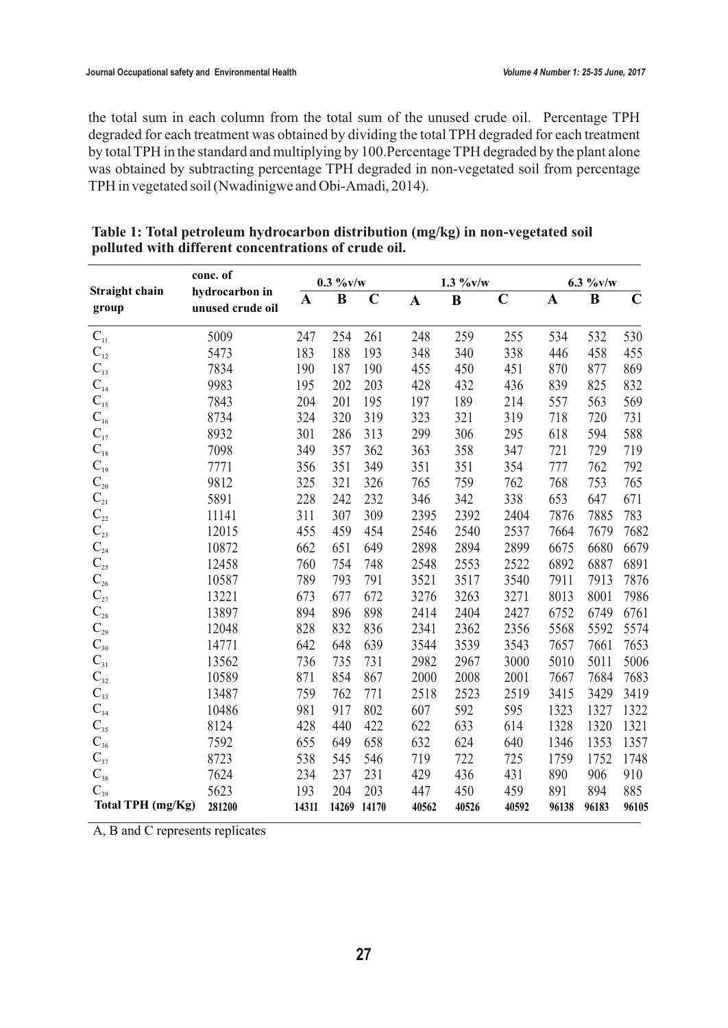the total sum in each column from the total sum of the unused crude oil. Percentage TPH degraded for each treatment was obtained by dividing the total TPH degraded for each treatment by total TPH in the standard and multiplying by 100.Percentage TPH degraded by the plant alone was obtained by subtracting percentage TPH degraded in non-vegetated soil from percentage TPH in vegetated soil (Nwadinigwe and Obi-Amadi, 2014).

**Table 1: Total petroleum hydrocarbon distribution (mg/kg) in non-vegetated soil polluted with different concentrations of crude oil.**

| Straight chain group | conc. of hydrocarbon in unused crude oil | 0.3 %v/w | | | 1.3 %v/w | | | 6.3 %v/w | | |
|---|---|---|---|---|---|---|---|---|---|---|
| | | A | B | C | A | B | C | A | B | C |
| $C_{11}$ | 5009 | 247 | 254 | 261 | 248 | 259 | 255 | 534 | 532 | 530 |
| $C_{12}$ | 5473 | 183 | 188 | 193 | 348 | 340 | 338 | 446 | 458 | 455 |
| $C_{13}$ | 7834 | 190 | 187 | 190 | 455 | 450 | 451 | 870 | 877 | 869 |
| $C_{14}$ | 9983 | 195 | 202 | 203 | 428 | 432 | 436 | 839 | 825 | 832 |
| $C_{15}$ | 7843 | 204 | 201 | 195 | 197 | 189 | 214 | 557 | 563 | 569 |
| $C_{16}$ | 8734 | 324 | 320 | 319 | 323 | 321 | 319 | 718 | 720 | 731 |
| $C_{17}$ | 8932 | 301 | 286 | 313 | 299 | 306 | 295 | 618 | 594 | 588 |
| $C_{18}$ | 7098 | 349 | 357 | 362 | 363 | 358 | 347 | 721 | 729 | 719 |
| $C_{19}$ | 7771 | 356 | 351 | 349 | 351 | 351 | 354 | 777 | 762 | 792 |
| $C_{20}$ | 9812 | 325 | 321 | 326 | 765 | 759 | 762 | 768 | 753 | 765 |
| $C_{21}$ | 5891 | 228 | 242 | 232 | 346 | 342 | 338 | 653 | 647 | 671 |
| $C_{22}$ | 11141 | 311 | 307 | 309 | 2395 | 2392 | 2404 | 7876 | 7885 | 783 |
| $C_{23}$ | 12015 | 455 | 459 | 454 | 2546 | 2540 | 2537 | 7664 | 7679 | 7682 |
| $C_{24}$ | 10872 | 662 | 651 | 649 | 2898 | 2894 | 2899 | 6675 | 6680 | 6679 |
| $C_{25}$ | 12458 | 760 | 754 | 748 | 2548 | 2553 | 2522 | 6892 | 6887 | 6891 |
| $C_{26}$ | 10587 | 789 | 793 | 791 | 3521 | 3517 | 3540 | 7911 | 7913 | 7876 |
| $C_{27}$ | 13221 | 673 | 677 | 672 | 3276 | 3263 | 3271 | 8013 | 8001 | 7986 |
| $C_{28}$ | 13897 | 894 | 896 | 898 | 2414 | 2404 | 2427 | 6752 | 6749 | 6761 |
| $C_{29}$ | 12048 | 828 | 832 | 836 | 2341 | 2362 | 2356 | 5568 | 5592 | 5574 |
| $C_{30}$ | 14771 | 642 | 648 | 639 | 3544 | 3539 | 3543 | 7657 | 7661 | 7653 |
| $C_{31}$ | 13562 | 736 | 735 | 731 | 2982 | 2967 | 3000 | 5010 | 5011 | 5006 |
| $C_{32}$ | 10589 | 871 | 854 | 867 | 2000 | 2008 | 2001 | 7667 | 7684 | 7683 |
| $C_{33}$ | 13487 | 759 | 762 | 771 | 2518 | 2523 | 2519 | 3415 | 3429 | 3419 |
| $C_{34}$ | 10486 | 981 | 917 | 802 | 607 | 592 | 595 | 1323 | 1327 | 1322 |
| $C_{35}$ | 8124 | 428 | 440 | 422 | 622 | 633 | 614 | 1328 | 1320 | 1321 |
| $C_{36}$ | 7592 | 655 | 649 | 658 | 632 | 624 | 640 | 1346 | 1353 | 1357 |
| $C_{37}$ | 8723 | 538 | 545 | 546 | 719 | 722 | 725 | 1759 | 1752 | 1748 |
| $C_{38}$ | 7624 | 234 | 237 | 231 | 429 | 436 | 431 | 890 | 906 | 910 |
| $C_{39}$ | 5623 | 193 | 204 | 203 | 447 | 450 | 459 | 891 | 894 | 885 |
| **Total TPH (mg/Kg)** | **281200** | **14311** | **14269** | **14170** | **40562** | **40526** | **40592** | **96138** | **96183** | **96105** |

A, B and C represents replicates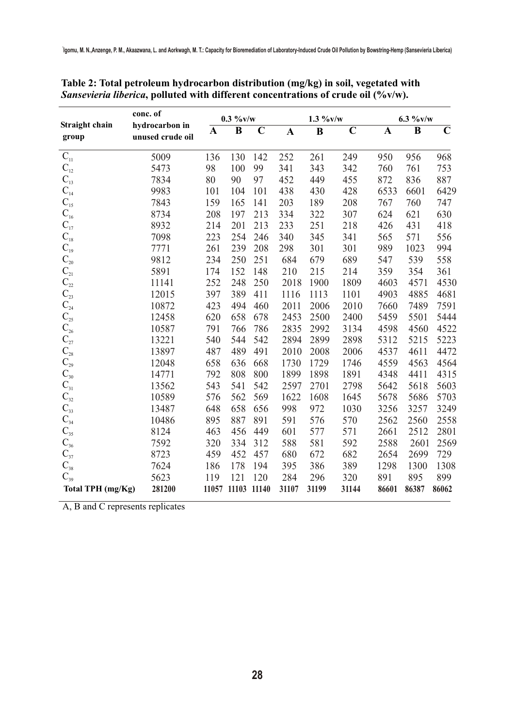**Table 2: Total petroleum hydrocarbon distribution (mg/kg) in soil, vegetated with *Sansevieria liberica*, polluted with different concentrations of crude oil (%v/w).**

| Straight chain group | conc. of hydrocarbon in unused crude oil | 0.3 %v/w | | | 1.3 %v/w | | | 6.3 %v/w | | |
|---|---|---|---|---|---|---|---|---|---|---|
| | | A | B | C | A | B | C | A | B | C |
| $C_{11}$ | 5009 | 136 | 130 | 142 | 252 | 261 | 249 | 950 | 956 | 968 |
| $C_{12}$ | 5473 | 98 | 100 | 99 | 341 | 343 | 342 | 760 | 761 | 753 |
| $C_{13}$ | 7834 | 80 | 90 | 97 | 452 | 449 | 455 | 872 | 836 | 887 |
| $C_{14}$ | 9983 | 101 | 104 | 101 | 438 | 430 | 428 | 6533 | 6601 | 6429 |
| $C_{15}$ | 7843 | 159 | 165 | 141 | 203 | 189 | 208 | 767 | 760 | 747 |
| $C_{16}$ | 8734 | 208 | 197 | 213 | 334 | 322 | 307 | 624 | 621 | 630 |
| $C_{17}$ | 8932 | 214 | 201 | 213 | 233 | 251 | 218 | 426 | 431 | 418 |
| $C_{18}$ | 7098 | 223 | 254 | 246 | 340 | 345 | 341 | 565 | 571 | 556 |
| $C_{19}$ | 7771 | 261 | 239 | 208 | 298 | 301 | 301 | 989 | 1023 | 994 |
| $C_{20}$ | 9812 | 234 | 250 | 251 | 684 | 679 | 689 | 547 | 539 | 558 |
| $C_{21}$ | 5891 | 174 | 152 | 148 | 210 | 215 | 214 | 359 | 354 | 361 |
| $C_{22}$ | 11141 | 252 | 248 | 250 | 2018 | 1900 | 1809 | 4603 | 4571 | 4530 |
| $C_{23}$ | 12015 | 397 | 389 | 411 | 1116 | 1113 | 1101 | 4903 | 4885 | 4681 |
| $C_{24}$ | 10872 | 423 | 494 | 460 | 2011 | 2006 | 2010 | 7660 | 7489 | 7591 |
| $C_{25}$ | 12458 | 620 | 658 | 678 | 2453 | 2500 | 2400 | 5459 | 5501 | 5444 |
| $C_{26}$ | 10587 | 791 | 766 | 786 | 2835 | 2992 | 3134 | 4598 | 4560 | 4522 |
| $C_{27}$ | 13221 | 540 | 544 | 542 | 2894 | 2899 | 2898 | 5312 | 5215 | 5223 |
| $C_{28}$ | 13897 | 487 | 489 | 491 | 2010 | 2008 | 2006 | 4537 | 4611 | 4472 |
| $C_{29}$ | 12048 | 658 | 636 | 668 | 1730 | 1729 | 1746 | 4559 | 4563 | 4564 |
| $C_{30}$ | 14771 | 792 | 808 | 800 | 1899 | 1898 | 1891 | 4348 | 4411 | 4315 |
| $C_{31}$ | 13562 | 543 | 541 | 542 | 2597 | 2701 | 2798 | 5642 | 5618 | 5603 |
| $C_{32}$ | 10589 | 576 | 562 | 569 | 1622 | 1608 | 1645 | 5678 | 5686 | 5703 |
| $C_{33}$ | 13487 | 648 | 658 | 656 | 998 | 972 | 1030 | 3256 | 3257 | 3249 |
| $C_{34}$ | 10486 | 895 | 887 | 891 | 591 | 576 | 570 | 2562 | 2560 | 2558 |
| $C_{35}$ | 8124 | 463 | 456 | 449 | 601 | 577 | 571 | 2661 | 2512 | 2801 |
| $C_{36}$ | 7592 | 320 | 334 | 312 | 588 | 581 | 592 | 2588 | 2601 | 2569 |
| $C_{37}$ | 8723 | 459 | 452 | 457 | 680 | 672 | 682 | 2654 | 2699 | 729 |
| $C_{38}$ | 7624 | 186 | 178 | 194 | 395 | 386 | 389 | 1298 | 1300 | 1308 |
| $C_{39}$ | 5623 | 119 | 121 | 120 | 284 | 296 | 320 | 891 | 895 | 899 |
| **Total TPH (mg/Kg)** | **281200** | **11057** | **11103** | **11140** | **31107** | **31199** | **31144** | **86601** | **86387** | **86062** |

A, B and C represents replicates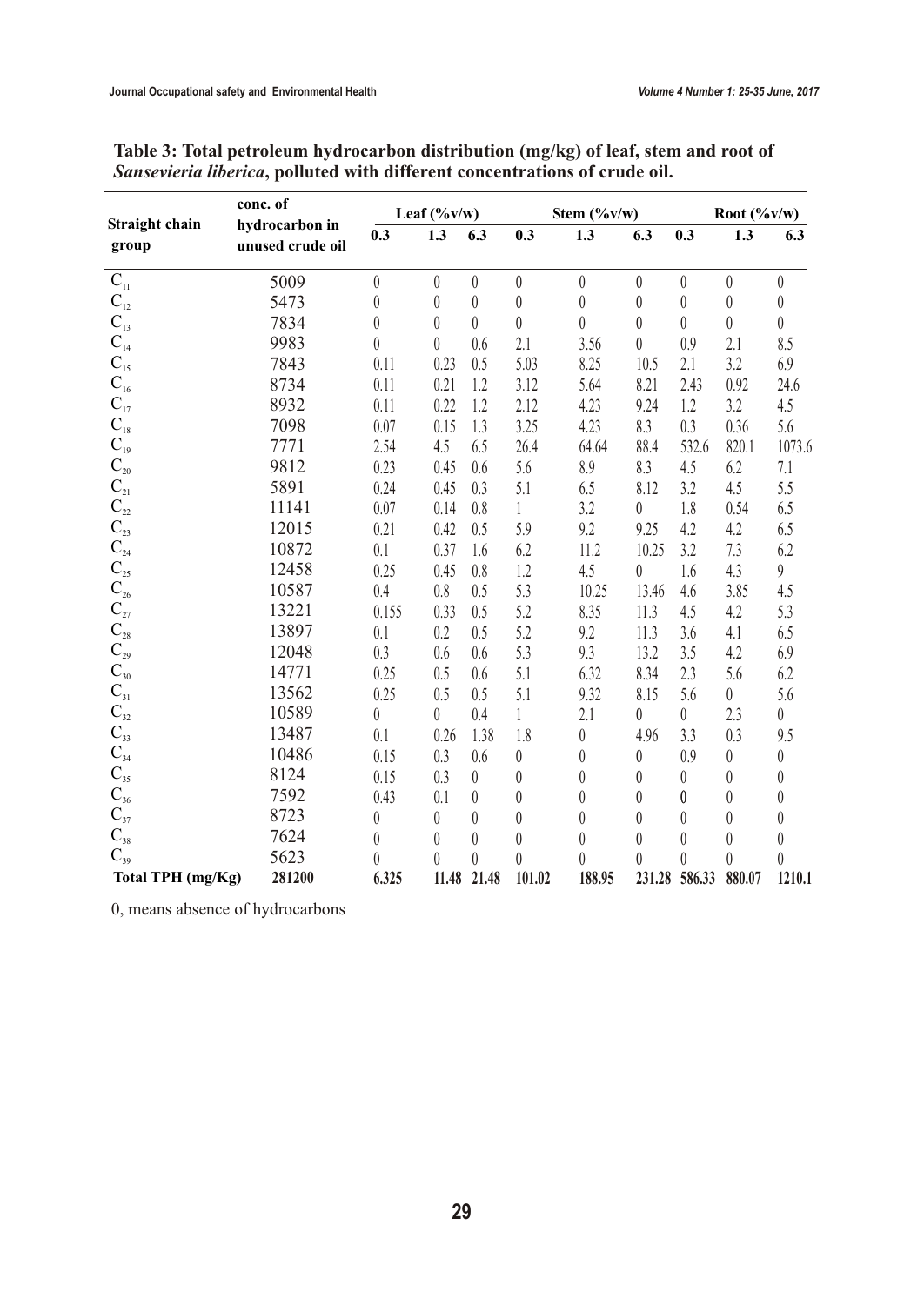**Table 3: Total petroleum hydrocarbon distribution (mg/kg) of leaf, stem and root of *Sansevieria liberica*, polluted with different concentrations of crude oil.**

| Straight chain group | conc. of hydrocarbon in unused crude oil | Leaf (%v/w) | | | Stem (%v/w) | | | Root (%v/w) | | |
|---|---|---|---|---|---|---|---|---|---|---|
| | | 0.3 | 1.3 | 6.3 | 0.3 | 1.3 | 6.3 | 0.3 | 1.3 | 6.3 |
| $C_{11}$ | 5009 | 0 | 0 | 0 | 0 | 0 | 0 | 0 | 0 | 0 |
| $C_{12}$ | 5473 | 0 | 0 | 0 | 0 | 0 | 0 | 0 | 0 | 0 |
| $C_{13}$ | 7834 | 0 | 0 | 0 | 0 | 0 | 0 | 0 | 0 | 0 |
| $C_{14}$ | 9983 | 0 | 0 | 0.6 | 2.1 | 3.56 | 0 | 0.9 | 2.1 | 8.5 |
| $C_{15}$ | 7843 | 0.11 | 0.23 | 0.5 | 5.03 | 8.25 | 10.5 | 2.1 | 3.2 | 6.9 |
| $C_{16}$ | 8734 | 0.11 | 0.21 | 1.2 | 3.12 | 5.64 | 8.21 | 2.43 | 0.92 | 24.6 |
| $C_{17}$ | 8932 | 0.11 | 0.22 | 1.2 | 2.12 | 4.23 | 9.24 | 1.2 | 3.2 | 4.5 |
| $C_{18}$ | 7098 | 0.07 | 0.15 | 1.3 | 3.25 | 4.23 | 8.3 | 0.3 | 0.36 | 5.6 |
| $C_{19}$ | 7771 | 2.54 | 4.5 | 6.5 | 26.4 | 64.64 | 88.4 | 532.6 | 820.1 | 1073.6 |
| $C_{20}$ | 9812 | 0.23 | 0.45 | 0.6 | 5.6 | 8.9 | 8.3 | 4.5 | 6.2 | 7.1 |
| $C_{21}$ | 5891 | 0.24 | 0.45 | 0.3 | 5.1 | 6.5 | 8.12 | 3.2 | 4.5 | 5.5 |
| $C_{22}$ | 11141 | 0.07 | 0.14 | 0.8 | 1 | 3.2 | 0 | 1.8 | 0.54 | 6.5 |
| $C_{23}$ | 12015 | 0.21 | 0.42 | 0.5 | 5.9 | 9.2 | 9.25 | 4.2 | 4.2 | 6.5 |
| $C_{24}$ | 10872 | 0.1 | 0.37 | 1.6 | 6.2 | 11.2 | 10.25 | 3.2 | 7.3 | 6.2 |
| $C_{25}$ | 12458 | 0.25 | 0.45 | 0.8 | 1.2 | 4.5 | 0 | 1.6 | 4.3 | 9 |
| $C_{26}$ | 10587 | 0.4 | 0.8 | 0.5 | 5.3 | 10.25 | 13.46 | 4.6 | 3.85 | 4.5 |
| $C_{27}$ | 13221 | 0.155 | 0.33 | 0.5 | 5.2 | 8.35 | 11.3 | 4.5 | 4.2 | 5.3 |
| $C_{28}$ | 13897 | 0.1 | 0.2 | 0.5 | 5.2 | 9.2 | 11.3 | 3.6 | 4.1 | 6.5 |
| $C_{29}$ | 12048 | 0.3 | 0.6 | 0.6 | 5.3 | 9.3 | 13.2 | 3.5 | 4.2 | 6.9 |
| $C_{30}$ | 14771 | 0.25 | 0.5 | 0.6 | 5.1 | 6.32 | 8.34 | 2.3 | 5.6 | 6.2 |
| $C_{31}$ | 13562 | 0.25 | 0.5 | 0.5 | 5.1 | 9.32 | 8.15 | 5.6 | 0 | 5.6 |
| $C_{32}$ | 10589 | 0 | 0 | 0.4 | 1 | 2.1 | 0 | 0 | 2.3 | 0 |
| $C_{33}$ | 13487 | 0.1 | 0.26 | 1.38 | 1.8 | 0 | 4.96 | 3.3 | 0.3 | 9.5 |
| $C_{34}$ | 10486 | 0.15 | 0.3 | 0.6 | 0 | 0 | 0 | 0.9 | 0 | 0 |
| $C_{35}$ | 8124 | 0.15 | 0.3 | 0 | 0 | 0 | 0 | 0 | 0 | 0 |
| $C_{36}$ | 7592 | 0.43 | 0.1 | 0 | 0 | 0 | 0 | 0 | 0 | 0 |
| $C_{37}$ | 8723 | 0 | 0 | 0 | 0 | 0 | 0 | 0 | 0 | 0 |
| $C_{38}$ | 7624 | 0 | 0 | 0 | 0 | 0 | 0 | 0 | 0 | 0 |
| $C_{39}$ | 5623 | 0 | 0 | 0 | 0 | 0 | 0 | 0 | 0 | 0 |
| **Total TPH (mg/Kg)** | **281200** | **6.325** | **11.48** | **21.48** | **101.02** | **188.95** | **231.28** | **586.33** | **880.07** | **1210.1** |

0, means absence of hydrocarbons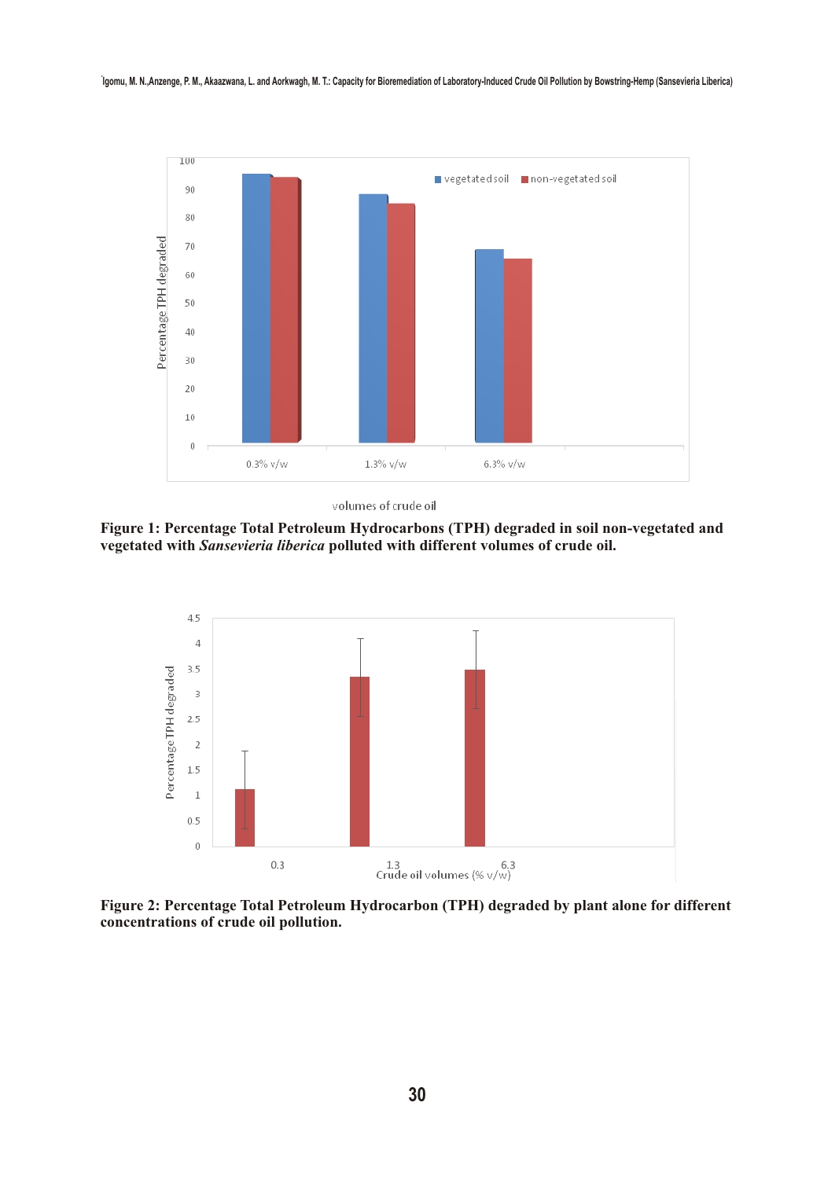**Figure 1: Percentage Total Petroleum Hydrocarbons (TPH) degraded in soil non-vegetated and vegetated with *Sansevieria liberica* polluted with different volumes of crude oil.**

**Figure 2: Percentage Total Petroleum Hydrocarbon (TPH) degraded by plant alone for different concentrations of crude oil pollution.**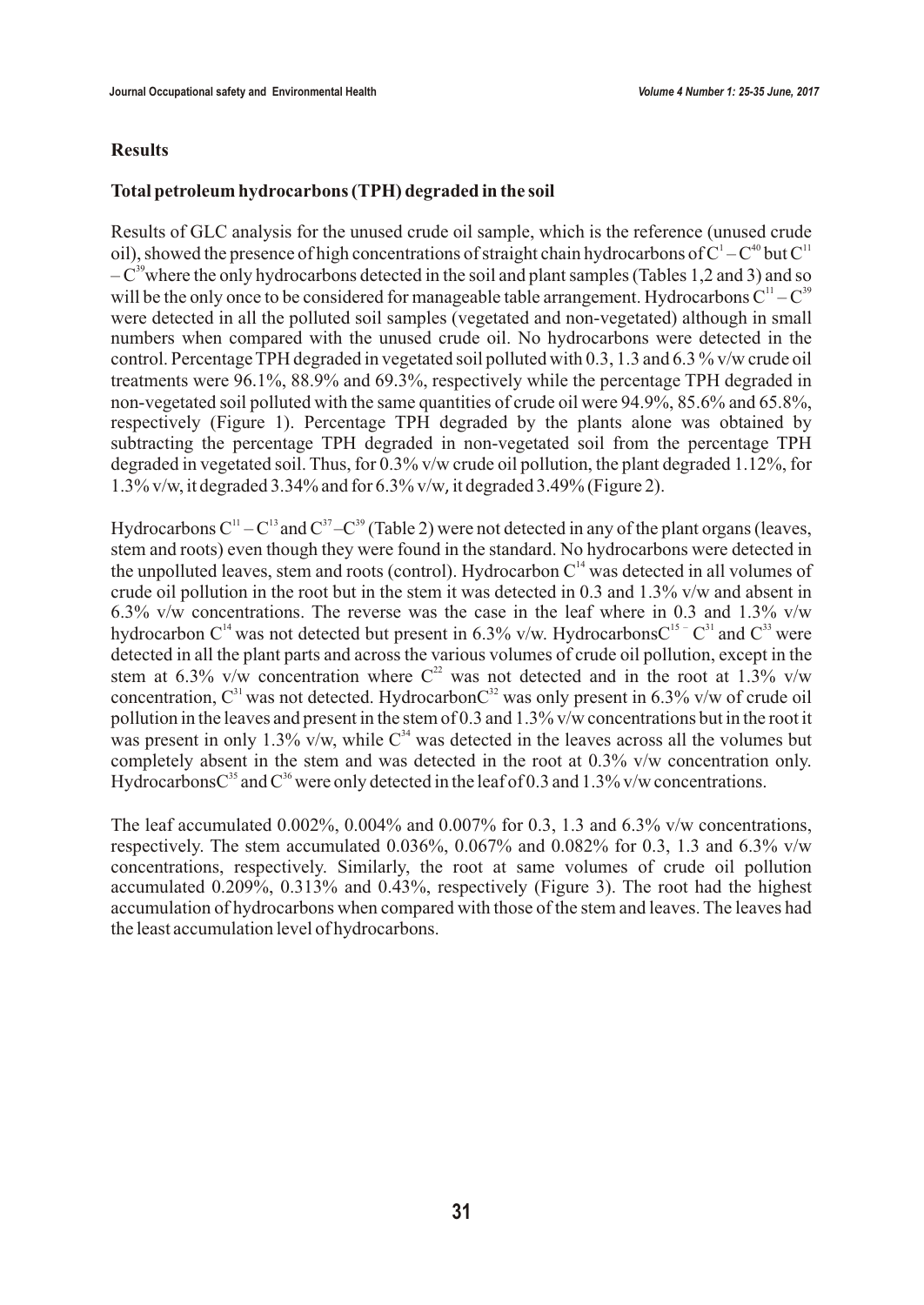## Results

### Total petroleum hydrocarbons (TPH) degraded in the soil

Results of GLC analysis for the unused crude oil sample, which is the reference (unused crude oil), showed the presence of high concentrations of straight chain hydrocarbons of $C^1 – C^{40}$ but $C^{11} – C^{39}$ where the only hydrocarbons detected in the soil and plant samples (Tables 1,2 and 3) and so will be the only once to be considered for manageable table arrangement. Hydrocarbons $C^{11} – C^{39}$ were detected in all the polluted soil samples (vegetated and non-vegetated) although in small numbers when compared with the unused crude oil. No hydrocarbons were detected in the control. Percentage TPH degraded in vegetated soil polluted with 0.3, 1.3 and 6.3 % v/w crude oil treatments were 96.1%, 88.9% and 69.3%, respectively while the percentage TPH degraded in non-vegetated soil polluted with the same quantities of crude oil were 94.9%, 85.6% and 65.8%, respectively (Figure 1). Percentage TPH degraded by the plants alone was obtained by subtracting the percentage TPH degraded in non-vegetated soil from the percentage TPH degraded in vegetated soil. Thus, for 0.3% v/w crude oil pollution, the plant degraded 1.12%, for 1.3% v/w, it degraded 3.34% and for 6.3% v/w, it degraded 3.49% (Figure 2).

Hydrocarbons $C^{11} – C^{13}$ and $C^{37} – C^{39}$ (Table 2) were not detected in any of the plant organs (leaves, stem and roots) even though they were found in the standard. No hydrocarbons were detected in the unpolluted leaves, stem and roots (control). Hydrocarbon $C^{14}$ was detected in all volumes of crude oil pollution in the root but in the stem it was detected in 0.3 and 1.3% v/w and absent in 6.3% v/w concentrations. The reverse was the case in the leaf where in 0.3 and 1.3% v/w hydrocarbon $C^{14}$ was not detected but present in 6.3% v/w. Hydrocarbons $C^{15} – C^{31}$ and $C^{33}$ were detected in all the plant parts and across the various volumes of crude oil pollution, except in the stem at 6.3% v/w concentration where $C^{22}$ was not detected and in the root at 1.3% v/w concentration, $C^{31}$ was not detected. Hydrocarbon $C^{32}$ was only present in 6.3% v/w of crude oil pollution in the leaves and present in the stem of 0.3 and 1.3% v/w concentrations but in the root it was present in only 1.3% v/w, while $C^{34}$ was detected in the leaves across all the volumes but completely absent in the stem and was detected in the root at 0.3% v/w concentration only. Hydrocarbons $C^{35}$ and $C^{36}$ were only detected in the leaf of 0.3 and 1.3% v/w concentrations.

The leaf accumulated 0.002%, 0.004% and 0.007% for 0.3, 1.3 and 6.3% v/w concentrations, respectively. The stem accumulated 0.036%, 0.067% and 0.082% for 0.3, 1.3 and 6.3% v/w concentrations, respectively. Similarly, the root at same volumes of crude oil pollution accumulated 0.209%, 0.313% and 0.43%, respectively (Figure 3). The root had the highest accumulation of hydrocarbons when compared with those of the stem and leaves. The leaves had the least accumulation level of hydrocarbons.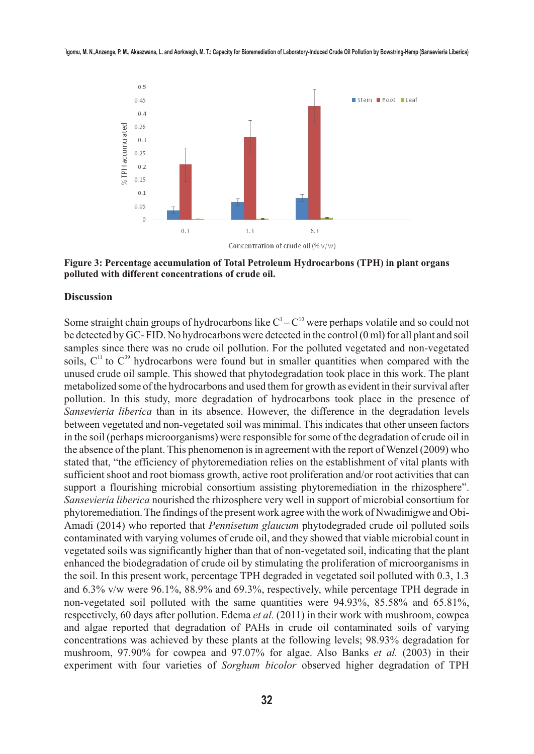**Figure 3: Percentage accumulation of Total Petroleum Hydrocarbons (TPH) in plant organs polluted with different concentrations of crude oil.**

## Discussion

Some straight chain groups of hydrocarbons like $C^1 - C^{10}$ were perhaps volatile and so could not be detected by GC- FID. No hydrocarbons were detected in the control (0 ml) for all plant and soil samples since there was no crude oil pollution. For the polluted vegetated and non-vegetated soils, $C^{11}$ to $C^{39}$ hydrocarbons were found but in smaller quantities when compared with the unused crude oil sample. This showed that phytodegradation took place in this work. The plant metabolized some of the hydrocarbons and used them for growth as evident in their survival after pollution. In this study, more degradation of hydrocarbons took place in the presence of *Sansevieria liberica* than in its absence. However, the difference in the degradation levels between vegetated and non-vegetated soil was minimal. This indicates that other unseen factors in the soil (perhaps microorganisms) were responsible for some of the degradation of crude oil in the absence of the plant. This phenomenon is in agreement with the report of Wenzel (2009) who stated that, "the efficiency of phytoremediation relies on the establishment of vital plants with sufficient shoot and root biomass growth, active root proliferation and/or root activities that can support a flourishing microbial consortium assisting phytoremediation in the rhizosphere". *Sansevieria liberica* nourished the rhizosphere very well in support of microbial consortium for phytoremediation. The findings of the present work agree with the work of Nwadinigwe and Obi-Amadi (2014) who reported that *Pennisetum glaucum* phytodegraded crude oil polluted soils contaminated with varying volumes of crude oil, and they showed that viable microbial count in vegetated soils was significantly higher than that of non-vegetated soil, indicating that the plant enhanced the biodegradation of crude oil by stimulating the proliferation of microorganisms in the soil. In this present work, percentage TPH degraded in vegetated soil polluted with 0.3, 1.3 and 6.3% v/w were 96.1%, 88.9% and 69.3%, respectively, while percentage TPH degrade in non-vegetated soil polluted with the same quantities were 94.93%, 85.58% and 65.81%, respectively, 60 days after pollution. Edema *et al.* (2011) in their work with mushroom, cowpea and algae reported that degradation of PAHs in crude oil contaminated soils of varying concentrations was achieved by these plants at the following levels; 98.93% degradation for mushroom, 97.90% for cowpea and 97.07% for algae. Also Banks *et al.* (2003) in their experiment with four varieties of *Sorghum bicolor* observed higher degradation of TPH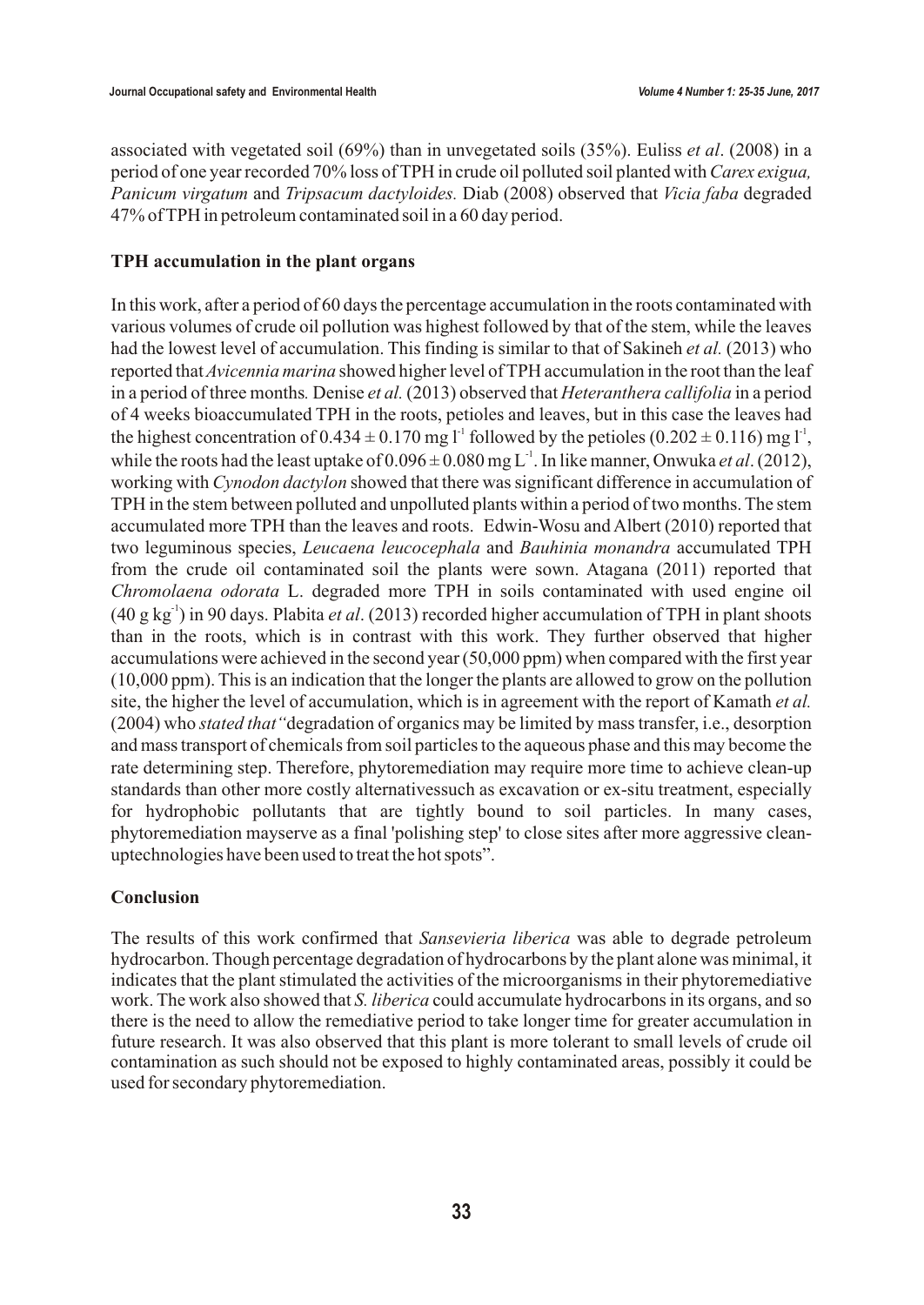associated with vegetated soil (69%) than in unvegetated soils (35%). Euliss *et al*. (2008) in a period of one year recorded 70% loss of TPH in crude oil polluted soil planted with *Carex exigua, Panicum virgatum* and *Tripsacum dactyloides.* Diab (2008) observed that *Vicia faba* degraded 47% of TPH in petroleum contaminated soil in a 60 day period.

**TPH accumulation in the plant organs**

In this work, after a period of 60 days the percentage accumulation in the roots contaminated with various volumes of crude oil pollution was highest followed by that of the stem, while the leaves had the lowest level of accumulation. This finding is similar to that of Sakineh *et al.* (2013) who reported that *Avicennia marina* showed higher level of TPH accumulation in the root than the leaf in a period of three months*.* Denise *et al.* (2013) observed that *Heteranthera callifolia* in a period of 4 weeks bioaccumulated TPH in the roots, petioles and leaves, but in this case the leaves had the highest concentration of $0.434 \pm 0.170$ mg $l^{-1}$ followed by the petioles ($0.202 \pm 0.116$) mg $l^{-1}$, while the roots had the least uptake of $0.096 \pm 0.080$ mg $L^{-1}$. In like manner, Onwuka *et al*. (2012), working with *Cynodon dactylon* showed that there was significant difference in accumulation of TPH in the stem between polluted and unpolluted plants within a period of two months. The stem accumulated more TPH than the leaves and roots. Edwin-Wosu and Albert (2010) reported that two leguminous species, *Leucaena leucocephala* and *Bauhinia monandra* accumulated TPH from the crude oil contaminated soil the plants were sown. Atagana (2011) reported that *Chromolaena odorata* L. degraded more TPH in soils contaminated with used engine oil (40 g $kg^{-1}$) in 90 days. Plabita *et al*. (2013) recorded higher accumulation of TPH in plant shoots than in the roots, which is in contrast with this work. They further observed that higher accumulations were achieved in the second year (50,000 ppm) when compared with the first year (10,000 ppm). This is an indication that the longer the plants are allowed to grow on the pollution site, the higher the level of accumulation, which is in agreement with the report of Kamath *et al.* (2004) who *stated that* "degradation of organics may be limited by mass transfer, i.e., desorption and mass transport of chemicals from soil particles to the aqueous phase and this may become the rate determining step. Therefore, phytoremediation may require more time to achieve clean-up standards than other more costly alternativessuch as excavation or ex-situ treatment, especially for hydrophobic pollutants that are tightly bound to soil particles. In many cases, phytoremediation mayserve as a final 'polishing step' to close sites after more aggressive clean-uptechnologies have been used to treat the hot spots".

**Conclusion**

The results of this work confirmed that *Sansevieria liberica* was able to degrade petroleum hydrocarbon. Though percentage degradation of hydrocarbons by the plant alone was minimal, it indicates that the plant stimulated the activities of the microorganisms in their phytoremediative work. The work also showed that *S. liberica* could accumulate hydrocarbons in its organs, and so there is the need to allow the remediative period to take longer time for greater accumulation in future research. It was also observed that this plant is more tolerant to small levels of crude oil contamination as such should not be exposed to highly contaminated areas, possibly it could be used for secondary phytoremediation.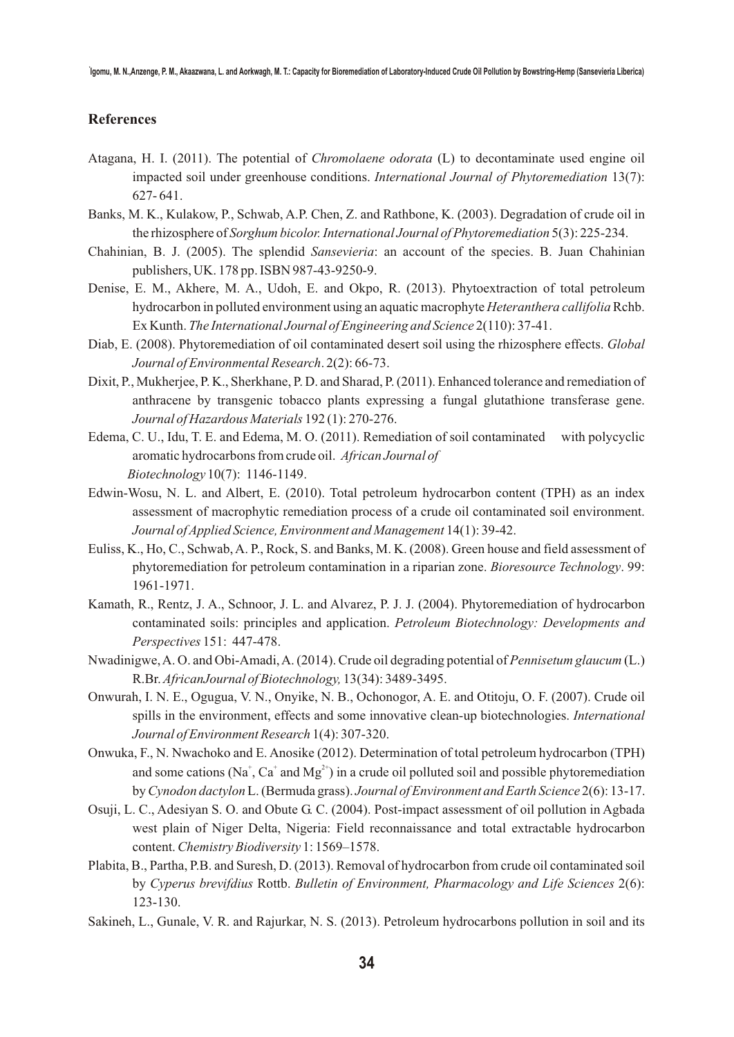## References

Atagana, H. I. (2011). The potential of *Chromolaene odorata* (L) to decontaminate used engine oil impacted soil under greenhouse conditions. *International Journal of Phytoremediation* 13(7): 627- 641.

Banks, M. K., Kulakow, P., Schwab, A.P. Chen, Z. and Rathbone, K. (2003). Degradation of crude oil in the rhizosphere of *Sorghum bicolor. International Journal of Phytoremediation* 5(3): 225-234.

Chahinian, B. J. (2005). The splendid *Sansevieria*: an account of the species. B. Juan Chahinian publishers, UK. 178 pp. ISBN 987-43-9250-9.

Denise, E. M., Akhere, M. A., Udoh, E. and Okpo, R. (2013). Phytoextraction of total petroleum hydrocarbon in polluted environment using an aquatic macrophyte *Heteranthera callifolia* Rchb. Ex Kunth. *The International Journal of Engineering and Science* 2(110): 37-41.

Diab, E. (2008). Phytoremediation of oil contaminated desert soil using the rhizosphere effects. *Global Journal of Environmental Research*. 2(2): 66-73.

Dixit, P., Mukherjee, P. K., Sherkhane, P. D. and Sharad, P. (2011). Enhanced tolerance and remediation of anthracene by transgenic tobacco plants expressing a fungal glutathione transferase gene. *Journal of Hazardous Materials* 192 (1): 270-276.

Edema, C. U., Idu, T. E. and Edema, M. O. (2011). Remediation of soil contaminated with polycyclic aromatic hydrocarbons from crude oil. *African Journal of Biotechnology* 10(7): 1146-1149.

Edwin-Wosu, N. L. and Albert, E. (2010). Total petroleum hydrocarbon content (TPH) as an index assessment of macrophytic remediation process of a crude oil contaminated soil environment. *Journal of Applied Science, Environment and Management* 14(1): 39-42.

Euliss, K., Ho, C., Schwab, A. P., Rock, S. and Banks, M. K. (2008). Green house and field assessment of phytoremediation for petroleum contamination in a riparian zone. *Bioresource Technology*. 99: 1961-1971.

Kamath, R., Rentz, J. A., Schnoor, J. L. and Alvarez, P. J. J. (2004). Phytoremediation of hydrocarbon contaminated soils: principles and application. *Petroleum Biotechnology: Developments and Perspectives* 151: 447-478.

Nwadinigwe, A. O. and Obi-Amadi, A. (2014). Crude oil degrading potential of *Pennisetum glaucum* (L.) R.Br. *AfricanJournal of Biotechnology,* 13(34): 3489-3495.

Onwurah, I. N. E., Ogugua, V. N., Onyike, N. B., Ochonogor, A. E. and Otitoju, O. F. (2007). Crude oil spills in the environment, effects and some innovative clean-up biotechnologies. *International Journal of Environment Research* 1(4): 307-320.

Onwuka, F., N. Nwachoko and E. Anosike (2012). Determination of total petroleum hydrocarbon (TPH) and some cations ($Na^+$, $Ca^+$ and $Mg^{2+}$) in a crude oil polluted soil and possible phytoremediation by *Cynodon dactylon* L. (Bermuda grass). *Journal of Environment and Earth Science* 2(6): 13-17.

Osuji, L. C., Adesiyan S. O. and Obute G. C. (2004). Post-impact assessment of oil pollution in Agbada west plain of Niger Delta, Nigeria: Field reconnaissance and total extractable hydrocarbon content. *Chemistry Biodiversity* 1: 1569–1578.

Plabita, B., Partha, P.B. and Suresh, D. (2013). Removal of hydrocarbon from crude oil contaminated soil by *Cyperus brevifdius* Rottb. *Bulletin of Environment, Pharmacology and Life Sciences* 2(6): 123-130.

Sakineh, L., Gunale, V. R. and Rajurkar, N. S. (2013). Petroleum hydrocarbons pollution in soil and its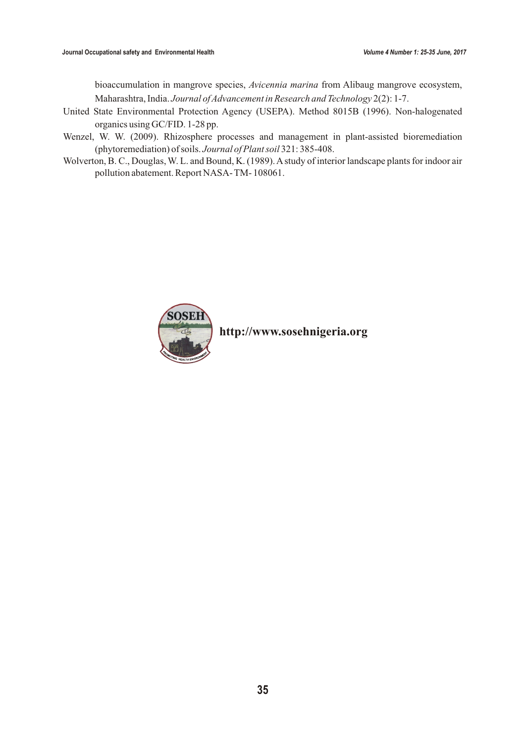bioaccumulation in mangrove species, *Avicennia marina* from Alibaug mangrove ecosystem, Maharashtra, India. *Journal of Advancement in Research and Technology* 2(2): 1-7.

United State Environmental Protection Agency (USEPA). Method 8015B (1996). Non-halogenated organics using GC/FID. 1-28 pp.

Wenzel, W. W. (2009). Rhizosphere processes and management in plant-assisted bioremediation (phytoremediation) of soils. *Journal of Plant soil* 321: 385-408.

Wolverton, B. C., Douglas, W. L. and Bound, K. (1989). A study of interior landscape plants for indoor air pollution abatement. Report NASA- TM- 108061.

**http://www.sosehnigeria.org**